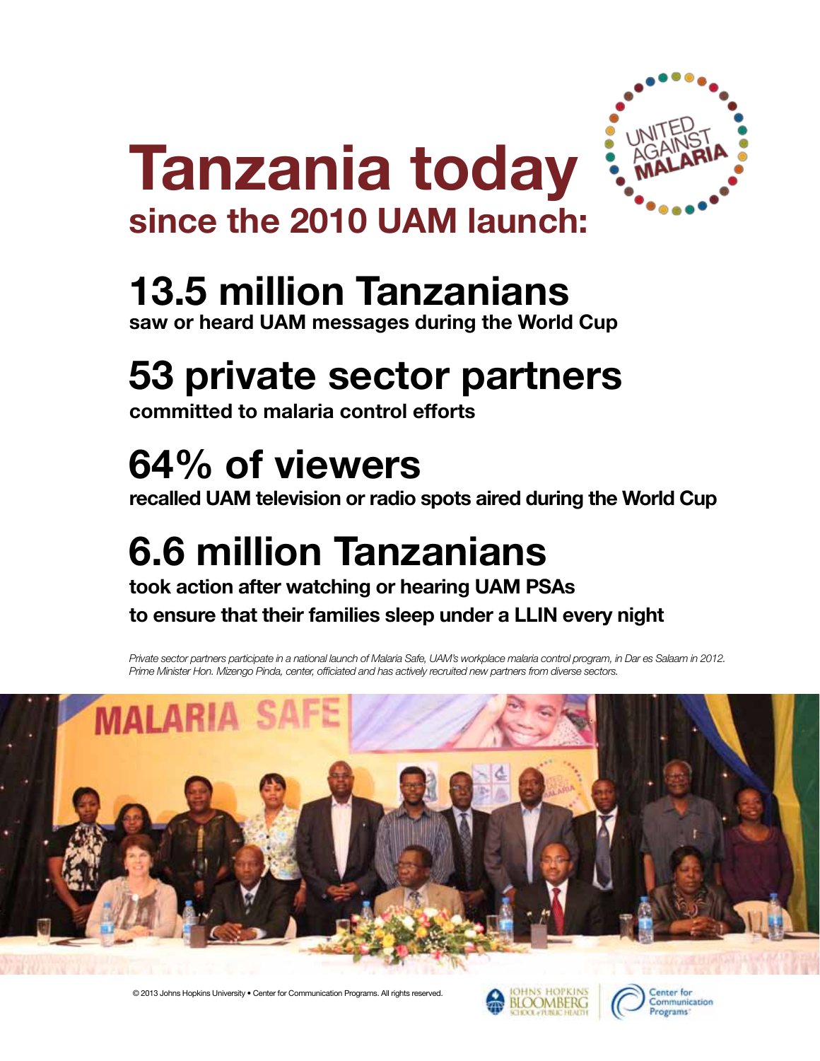# Tanzania today

## since the 2010 UAM launch:

## 13.5 million Tanzanians

**saw or heard UAM messages during the World Cup**

## 53 private sector partners

**committed to malaria control efforts**

## 64% of viewers

**recalled UAM television or radio spots aired during the World Cup**

## 6.6 million Tanzanians

**took action after watching or hearing UAM PSAs to ensure that their families sleep under a LLIN every night**

*Private sector partners participate in a national launch of Malaria Safe, UAM's workplace malaria control program, in Dar es Salaam in 2012. Prime Minister Hon. Mizengo Pinda, center, officiated and has actively recruited new partners from diverse sectors.*

© 2013 Johns Hopkins University • Center for Communication Programs. All rights reserved.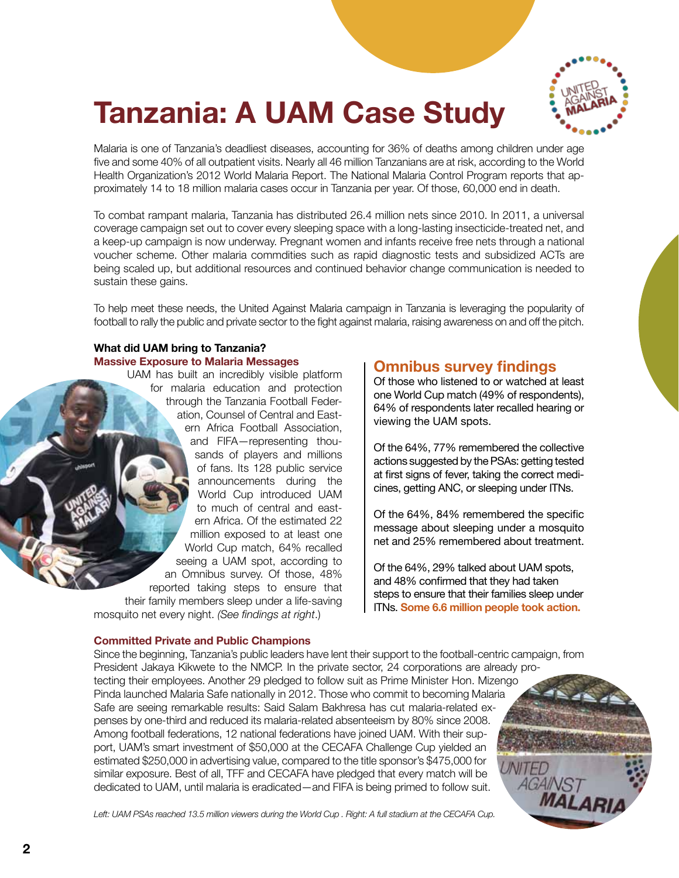# Tanzania: A UAM Case Study

Malaria is one of Tanzania's deadliest diseases, accounting for 36% of deaths among children under age five and some 40% of all outpatient visits. Nearly all 46 million Tanzanians are at risk, according to the World Health Organization's 2012 World Malaria Report. The National Malaria Control Program reports that approximately 14 to 18 million malaria cases occur in Tanzania per year. Of those, 60,000 end in death.

To combat rampant malaria, Tanzania has distributed 26.4 million nets since 2010. In 2011, a universal coverage campaign set out to cover every sleeping space with a long-lasting insecticide-treated net, and a keep-up campaign is now underway. Pregnant women and infants receive free nets through a national voucher scheme. Other malaria commdities such as rapid diagnostic tests and subsidized ACTs are being scaled up, but additional resources and continued behavior change communication is needed to sustain these gains.

To help meet these needs, the United Against Malaria campaign in Tanzania is leveraging the popularity of football to rally the public and private sector to the fight against malaria, raising awareness on and off the pitch.

### What did UAM bring to Tanzania?

**Massive Exposure to Malaria Messages**

UAM has built an incredibly visible platform for malaria education and protection through the Tanzania Football Federation, Counsel of Central and Eastern Africa Football Association, and FIFA—representing thousands of players and millions of fans. Its 128 public service announcements during the World Cup introduced UAM to much of central and eastern Africa. Of the estimated 22 million exposed to at least one World Cup match, 64% recalled seeing a UAM spot, according to an Omnibus survey. Of those, 48% reported taking steps to ensure that their family members sleep under a life-saving mosquito net every night. *(See findings at right.)*

## Omnibus survey findings

Of those who listened to or watched at least one World Cup match (49% of respondents), 64% of respondents later recalled hearing or viewing the UAM spots.

Of the 64%, 77% remembered the collective actions suggested by the PSAs: getting tested at first signs of fever, taking the correct medicines, getting ANC, or sleeping under ITNs.

Of the 64%, 84% remembered the specific message about sleeping under a mosquito net and 25% remembered about treatment.

Of the 64%, 29% talked about UAM spots, and 48% confirmed that they had taken steps to ensure that their families sleep under ITNs. **Some 6.6 million people took action.**

**Committed Private and Public Champions**

Since the beginning, Tanzania's public leaders have lent their support to the football-centric campaign, from President Jakaya Kikwete to the NMCP. In the private sector, 24 corporations are already protecting their employees. Another 29 pledged to follow suit as Prime Minister Hon. Mizengo Pinda launched Malaria Safe nationally in 2012. Those who commit to becoming Malaria Safe are seeing remarkable results: Said Salam Bakhresa has cut malaria-related expenses by one-third and reduced its malaria-related absenteeism by 80% since 2008. Among football federations, 12 national federations have joined UAM. With their support, UAM's smart investment of $50,000 at the CECAFA Challenge Cup yielded an estimated $250,000 in advertising value, compared to the title sponsor's $475,000 for similar exposure. Best of all, TFF and CECAFA have pledged that every match will be dedicated to UAM, until malaria is eradicated—and FIFA is being primed to follow suit.

*Left: UAM PSAs reached 13.5 million viewers during the World Cup . Right: A full stadium at the CECAFA Cup.*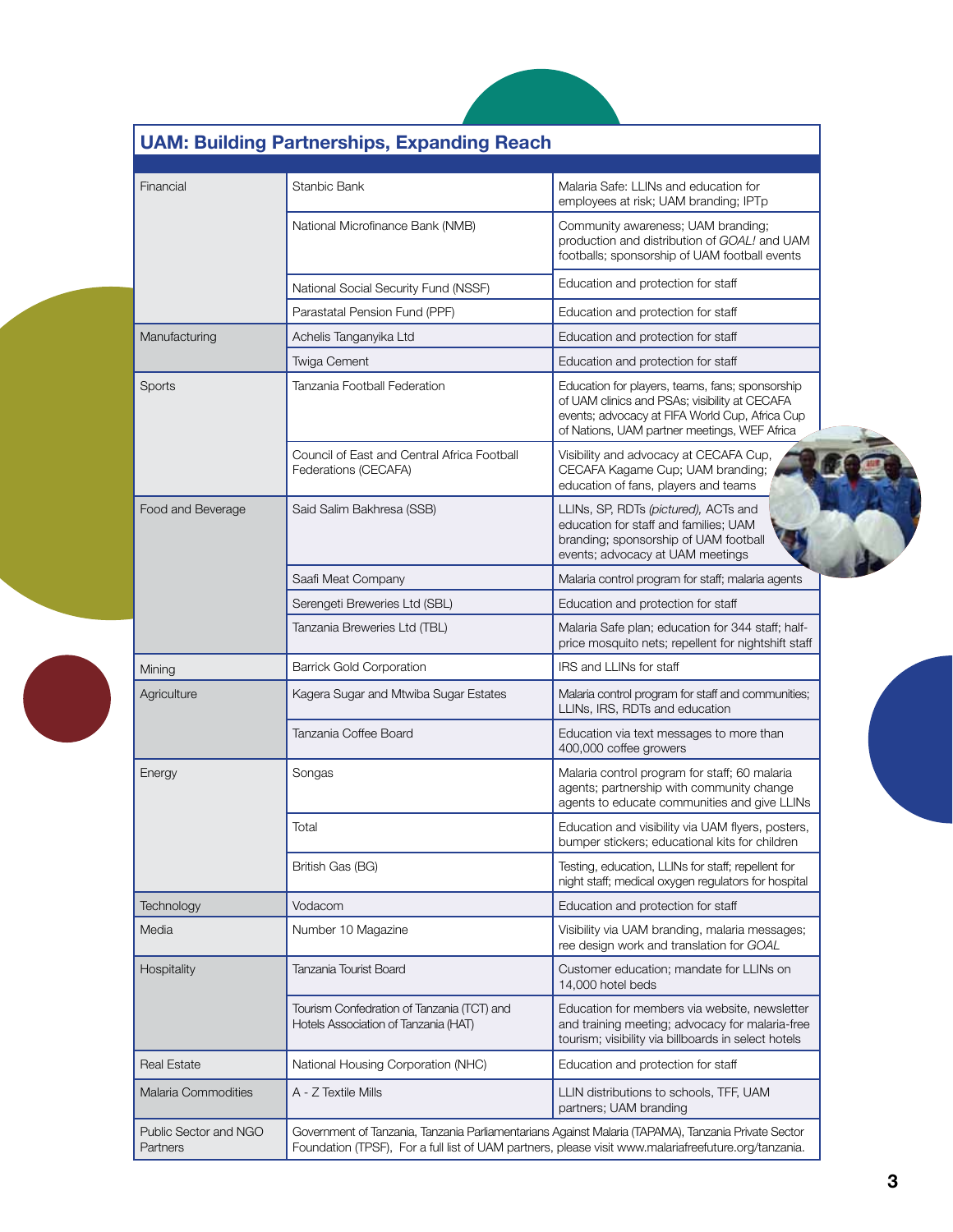## UAM: Building Partnerships, Expanding Reach

| | | |
|---|---|---|
| Financial | Stanbic Bank | Malaria Safe: LLINs and education for employees at risk; UAM branding; IPTp |
| | National Microfinance Bank (NMB) | Community awareness; UAM branding; production and distribution of *GOAL!* and UAM footballs; sponsorship of UAM football events |
| | National Social Security Fund (NSSF) | Education and protection for staff |
| | Parastatal Pension Fund (PPF) | Education and protection for staff |
| Manufacturing | Achelis Tanganyika Ltd | Education and protection for staff |
| | Twiga Cement | Education and protection for staff |
| Sports | Tanzania Football Federation | Education for players, teams, fans; sponsorship of UAM clinics and PSAs; visibility at CECAFA events; advocacy at FIFA World Cup, Africa Cup of Nations, UAM partner meetings, WEF Africa |
| | Council of East and Central Africa Football Federations (CECAFA) | Visibility and advocacy at CECAFA Cup, CECAFA Kagame Cup; UAM branding; education of fans, players and teams |
| Food and Beverage | Said Salim Bakhresa (SSB) | LLINs, SP, RDTs *(pictured),* ACTs and education for staff and families; UAM branding; sponsorship of UAM football events; advocacy at UAM meetings |
| | Saafi Meat Company | Malaria control program for staff; malaria agents |
| | Serengeti Breweries Ltd (SBL) | Education and protection for staff |
| | Tanzania Breweries Ltd (TBL) | Malaria Safe plan; education for 344 staff; half-price mosquito nets; repellent for nightshift staff |
| Mining | Barrick Gold Corporation | IRS and LLINs for staff |
| Agriculture | Kagera Sugar and Mtwiba Sugar Estates | Malaria control program for staff and communities; LLINs, IRS, RDTs and education |
| | Tanzania Coffee Board | Education via text messages to more than 400,000 coffee growers |
| Energy | Songas | Malaria control program for staff; 60 malaria agents; partnership with community change agents to educate communities and give LLINs |
| | Total | Education and visibility via UAM flyers, posters, bumper stickers; educational kits for children |
| | British Gas (BG) | Testing, education, LLINs for staff; repellent for night staff; medical oxygen regulators for hospital |
| Technology | Vodacom | Education and protection for staff |
| Media | Number 10 Magazine | Visibility via UAM branding, malaria messages; ree design work and translation for *GOAL* |
| Hospitality | Tanzania Tourist Board | Customer education; mandate for LLINs on 14,000 hotel beds |
| | Tourism Confedration of Tanzania (TCT) and Hotels Association of Tanzania (HAT) | Education for members via website, newsletter and training meeting; advocacy for malaria-free tourism; visibility via billboards in select hotels |
| Real Estate | National Housing Corporation (NHC) | Education and protection for staff |
| Malaria Commodities | A - Z Textile Mills | LLIN distributions to schools, TFF, UAM partners; UAM branding |
| Public Sector and NGO Partners | Government of Tanzania, Tanzania Parliamentarians Against Malaria (TAPAMA), Tanzania Private Sector Foundation (TPSF), For a full list of UAM partners, please visit www.malariafreefuture.org/tanzania. | |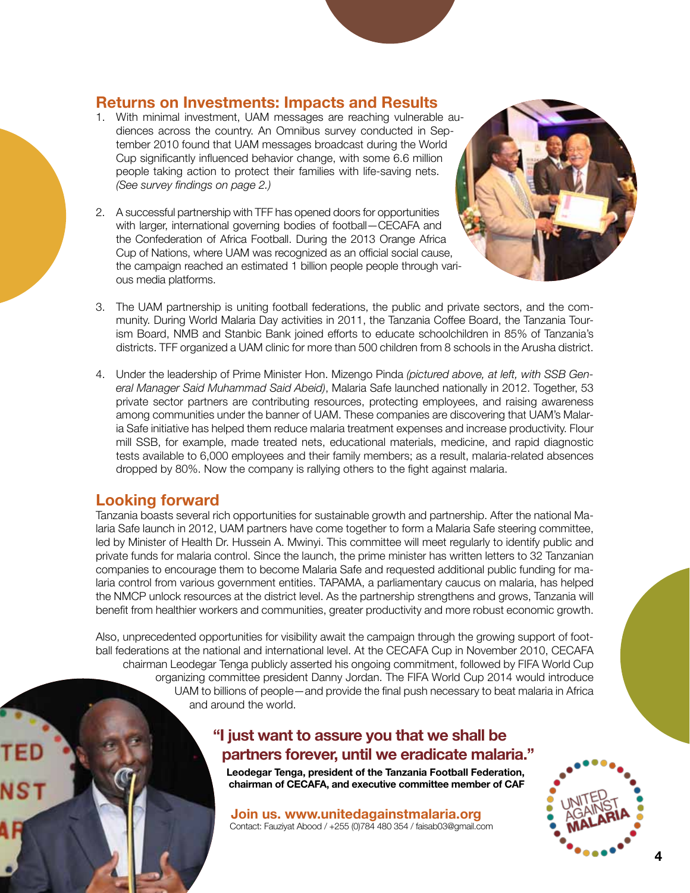## Returns on Investments: Impacts and Results

1. With minimal investment, UAM messages are reaching vulnerable audiences across the country. An Omnibus survey conducted in September 2010 found that UAM messages broadcast during the World Cup significantly influenced behavior change, with some 6.6 million people taking action to protect their families with life-saving nets. *(See survey findings on page 2.)*

2. A successful partnership with TFF has opened doors for opportunities with larger, international governing bodies of football—CECAFA and the Confederation of Africa Football. During the 2013 Orange Africa Cup of Nations, where UAM was recognized as an official social cause, the campaign reached an estimated 1 billion people people through various media platforms.

3. The UAM partnership is uniting football federations, the public and private sectors, and the community. During World Malaria Day activities in 2011, the Tanzania Coffee Board, the Tanzania Tourism Board, NMB and Stanbic Bank joined efforts to educate schoolchildren in 85% of Tanzania's districts. TFF organized a UAM clinic for more than 500 children from 8 schools in the Arusha district.

4. Under the leadership of Prime Minister Hon. Mizengo Pinda *(pictured above, at left, with SSB General Manager Said Muhammad Said Abeid)*, Malaria Safe launched nationally in 2012. Together, 53 private sector partners are contributing resources, protecting employees, and raising awareness among communities under the banner of UAM. These companies are discovering that UAM's Malaria Safe initiative has helped them reduce malaria treatment expenses and increase productivity. Flour mill SSB, for example, made treated nets, educational materials, medicine, and rapid diagnostic tests available to 6,000 employees and their family members; as a result, malaria-related absences dropped by 80%. Now the company is rallying others to the fight against malaria.

## Looking forward

Tanzania boasts several rich opportunities for sustainable growth and partnership. After the national Malaria Safe launch in 2012, UAM partners have come together to form a Malaria Safe steering committee, led by Minister of Health Dr. Hussein A. Mwinyi. This committee will meet regularly to identify public and private funds for malaria control. Since the launch, the prime minister has written letters to 32 Tanzanian companies to encourage them to become Malaria Safe and requested additional public funding for malaria control from various government entities. TAPAMA, a parliamentary caucus on malaria, has helped the NMCP unlock resources at the district level. As the partnership strengthens and grows, Tanzania will benefit from healthier workers and communities, greater productivity and more robust economic growth.

Also, unprecedented opportunities for visibility await the campaign through the growing support of football federations at the national and international level. At the CECAFA Cup in November 2010, CECAFA chairman Leodegar Tenga publicly asserted his ongoing commitment, followed by FIFA World Cup organizing committee president Danny Jordan. The FIFA World Cup 2014 would introduce UAM to billions of people—and provide the final push necessary to beat malaria in Africa and around the world.

**"I just want to assure you that we shall be partners forever, until we eradicate malaria."**

**Leodegar Tenga, president of the Tanzania Football Federation, chairman of CECAFA, and executive committee member of CAF**

**Join us. www.unitedagainstmalaria.org**

Contact: Fauziyat Abood / +255 (0)784 480 354 / faisab03@gmail.com

UNITED AGAINST MALARIA